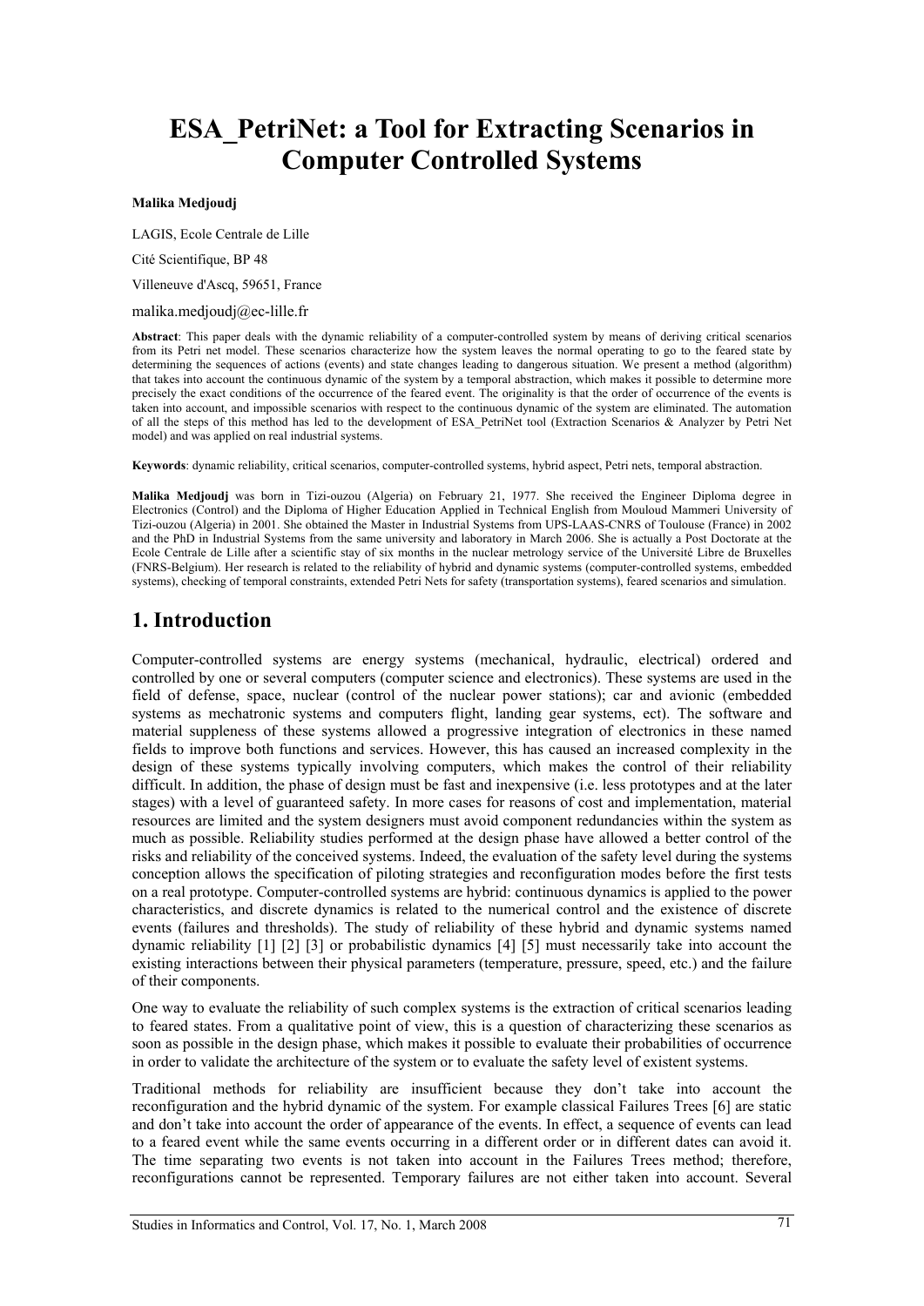# ESA_PetriNet: a Tool for Extracting Scenarios in Computer Controlled Systems

**Malika Medjoudj**

LAGIS, Ecole Centrale de Lille

Cité Scientifique, BP 48

Villeneuve d'Ascq, 59651, France

malika.medjoudj@ec-lille.fr

**Abstract**: This paper deals with the dynamic reliability of a computer-controlled system by means of deriving critical scenarios from its Petri net model. These scenarios characterize how the system leaves the normal operating to go to the feared state by determining the sequences of actions (events) and state changes leading to dangerous situation. We present a method (algorithm) that takes into account the continuous dynamic of the system by a temporal abstraction, which makes it possible to determine more precisely the exact conditions of the occurrence of the feared event. The originality is that the order of occurrence of the events is taken into account, and impossible scenarios with respect to the continuous dynamic of the system are eliminated. The automation of all the steps of this method has led to the development of ESA_PetriNet tool (Extraction Scenarios & Analyzer by Petri Net model) and was applied on real industrial systems.

**Keywords**: dynamic reliability, critical scenarios, computer-controlled systems, hybrid aspect, Petri nets, temporal abstraction.

**Malika Medjoudj** was born in Tizi-ouzou (Algeria) on February 21, 1977. She received the Engineer Diploma degree in Electronics (Control) and the Diploma of Higher Education Applied in Technical English from Mouloud Mammeri University of Tizi-ouzou (Algeria) in 2001. She obtained the Master in Industrial Systems from UPS-LAAS-CNRS of Toulouse (France) in 2002 and the PhD in Industrial Systems from the same university and laboratory in March 2006. She is actually a Post Doctorate at the Ecole Centrale de Lille after a scientific stay of six months in the nuclear metrology service of the Université Libre de Bruxelles (FNRS-Belgium). Her research is related to the reliability of hybrid and dynamic systems (computer-controlled systems, embedded systems), checking of temporal constraints, extended Petri Nets for safety (transportation systems), feared scenarios and simulation.

## 1. Introduction

Computer-controlled systems are energy systems (mechanical, hydraulic, electrical) ordered and controlled by one or several computers (computer science and electronics). These systems are used in the field of defense, space, nuclear (control of the nuclear power stations); car and avionic (embedded systems as mechatronic systems and computers flight, landing gear systems, ect). The software and material suppleness of these systems allowed a progressive integration of electronics in these named fields to improve both functions and services. However, this has caused an increased complexity in the design of these systems typically involving computers, which makes the control of their reliability difficult. In addition, the phase of design must be fast and inexpensive (i.e. less prototypes and at the later stages) with a level of guaranteed safety. In more cases for reasons of cost and implementation, material resources are limited and the system designers must avoid component redundancies within the system as much as possible. Reliability studies performed at the design phase have allowed a better control of the risks and reliability of the conceived systems. Indeed, the evaluation of the safety level during the systems conception allows the specification of piloting strategies and reconfiguration modes before the first tests on a real prototype. Computer-controlled systems are hybrid: continuous dynamics is applied to the power characteristics, and discrete dynamics is related to the numerical control and the existence of discrete events (failures and thresholds). The study of reliability of these hybrid and dynamic systems named dynamic reliability [1] [2] [3] or probabilistic dynamics [4] [5] must necessarily take into account the existing interactions between their physical parameters (temperature, pressure, speed, etc.) and the failure of their components.

One way to evaluate the reliability of such complex systems is the extraction of critical scenarios leading to feared states. From a qualitative point of view, this is a question of characterizing these scenarios as soon as possible in the design phase, which makes it possible to evaluate their probabilities of occurrence in order to validate the architecture of the system or to evaluate the safety level of existent systems.

Traditional methods for reliability are insufficient because they don't take into account the reconfiguration and the hybrid dynamic of the system. For example classical Failures Trees [6] are static and don't take into account the order of appearance of the events. In effect, a sequence of events can lead to a feared event while the same events occurring in a different order or in different dates can avoid it. The time separating two events is not taken into account in the Failures Trees method; therefore, reconfigurations cannot be represented. Temporary failures are not either taken into account. Several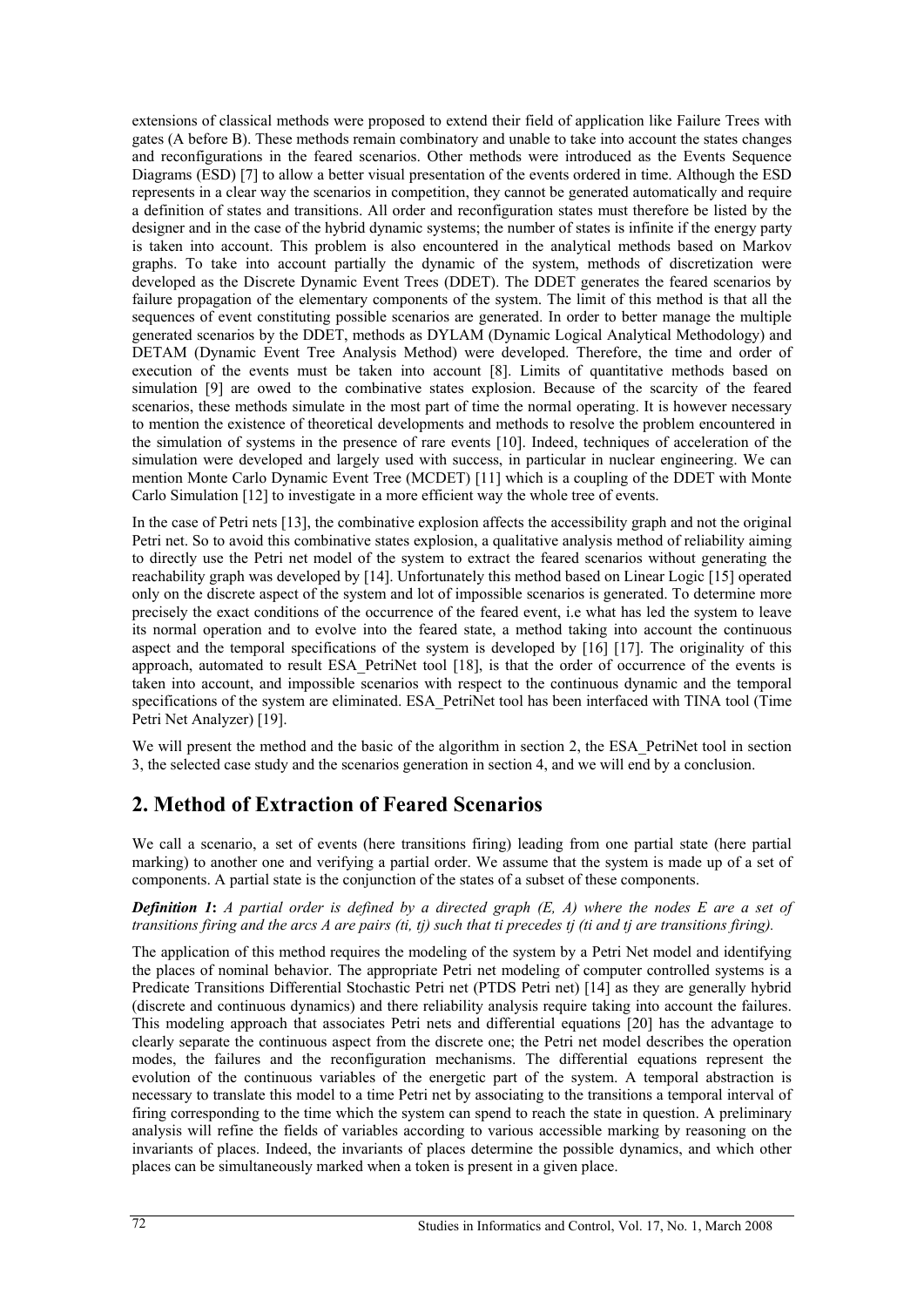extensions of classical methods were proposed to extend their field of application like Failure Trees with gates (A before B). These methods remain combinatory and unable to take into account the states changes and reconfigurations in the feared scenarios. Other methods were introduced as the Events Sequence Diagrams (ESD) [7] to allow a better visual presentation of the events ordered in time. Although the ESD represents in a clear way the scenarios in competition, they cannot be generated automatically and require a definition of states and transitions. All order and reconfiguration states must therefore be listed by the designer and in the case of the hybrid dynamic systems; the number of states is infinite if the energy party is taken into account. This problem is also encountered in the analytical methods based on Markov graphs. To take into account partially the dynamic of the system, methods of discretization were developed as the Discrete Dynamic Event Trees (DDET). The DDET generates the feared scenarios by failure propagation of the elementary components of the system. The limit of this method is that all the sequences of event constituting possible scenarios are generated. In order to better manage the multiple generated scenarios by the DDET, methods as DYLAM (Dynamic Logical Analytical Methodology) and DETAM (Dynamic Event Tree Analysis Method) were developed. Therefore, the time and order of execution of the events must be taken into account [8]. Limits of quantitative methods based on simulation [9] are owed to the combinative states explosion. Because of the scarcity of the feared scenarios, these methods simulate in the most part of time the normal operating. It is however necessary to mention the existence of theoretical developments and methods to resolve the problem encountered in the simulation of systems in the presence of rare events [10]. Indeed, techniques of acceleration of the simulation were developed and largely used with success, in particular in nuclear engineering. We can mention Monte Carlo Dynamic Event Tree (MCDET) [11] which is a coupling of the DDET with Monte Carlo Simulation [12] to investigate in a more efficient way the whole tree of events.

In the case of Petri nets [13], the combinative explosion affects the accessibility graph and not the original Petri net. So to avoid this combinative states explosion, a qualitative analysis method of reliability aiming to directly use the Petri net model of the system to extract the feared scenarios without generating the reachability graph was developed by [14]. Unfortunately this method based on Linear Logic [15] operated only on the discrete aspect of the system and lot of impossible scenarios is generated. To determine more precisely the exact conditions of the occurrence of the feared event, i.e what has led the system to leave its normal operation and to evolve into the feared state, a method taking into account the continuous aspect and the temporal specifications of the system is developed by [16] [17]. The originality of this approach, automated to result ESA_PetriNet tool [18], is that the order of occurrence of the events is taken into account, and impossible scenarios with respect to the continuous dynamic and the temporal specifications of the system are eliminated. ESA_PetriNet tool has been interfaced with TINA tool (Time Petri Net Analyzer) [19].

We will present the method and the basic of the algorithm in section 2, the ESA_PetriNet tool in section 3, the selected case study and the scenarios generation in section 4, and we will end by a conclusion.

# 2. Method of Extraction of Feared Scenarios

We call a scenario, a set of events (here transitions firing) leading from one partial state (here partial marking) to another one and verifying a partial order. We assume that the system is made up of a set of components. A partial state is the conjunction of the states of a subset of these components.

***Definition 1*:** *A partial order is defined by a directed graph (E, A) where the nodes E are a set of transitions firing and the arcs A are pairs (ti, tj) such that ti precedes tj (ti and tj are transitions firing).*

The application of this method requires the modeling of the system by a Petri Net model and identifying the places of nominal behavior. The appropriate Petri net modeling of computer controlled systems is a Predicate Transitions Differential Stochastic Petri net (PTDS Petri net) [14] as they are generally hybrid (discrete and continuous dynamics) and there reliability analysis require taking into account the failures. This modeling approach that associates Petri nets and differential equations [20] has the advantage to clearly separate the continuous aspect from the discrete one; the Petri net model describes the operation modes, the failures and the reconfiguration mechanisms. The differential equations represent the evolution of the continuous variables of the energetic part of the system. A temporal abstraction is necessary to translate this model to a time Petri net by associating to the transitions a temporal interval of firing corresponding to the time which the system can spend to reach the state in question. A preliminary analysis will refine the fields of variables according to various accessible marking by reasoning on the invariants of places. Indeed, the invariants of places determine the possible dynamics, and which other places can be simultaneously marked when a token is present in a given place.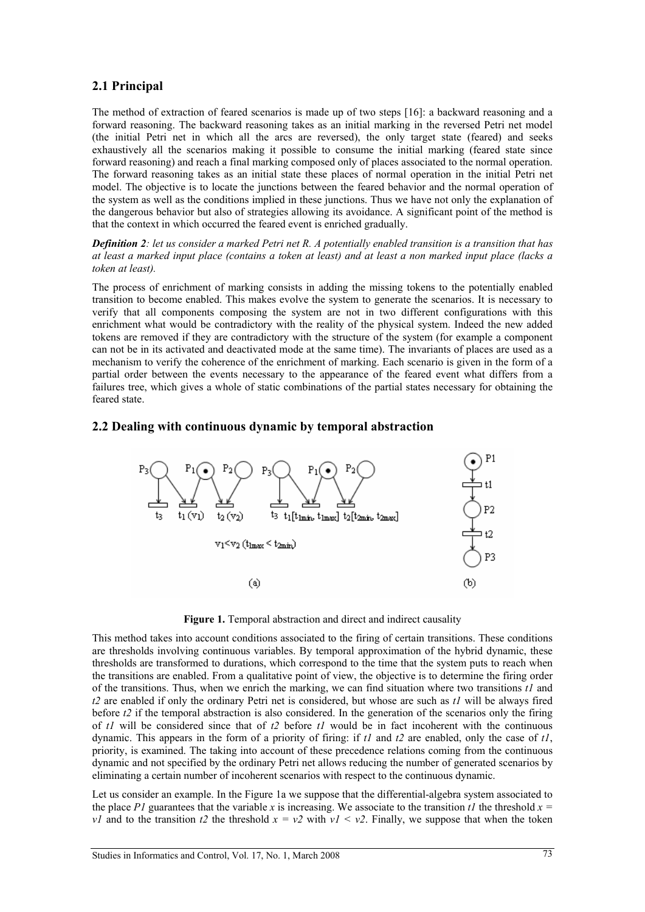## 2.1 Principal

The method of extraction of feared scenarios is made up of two steps [16]: a backward reasoning and a forward reasoning. The backward reasoning takes as an initial marking in the reversed Petri net model (the initial Petri net in which all the arcs are reversed), the only target state (feared) and seeks exhaustively all the scenarios making it possible to consume the initial marking (feared state since forward reasoning) and reach a final marking composed only of places associated to the normal operation. The forward reasoning takes as an initial state these places of normal operation in the initial Petri net model. The objective is to locate the junctions between the feared behavior and the normal operation of the system as well as the conditions implied in these junctions. Thus we have not only the explanation of the dangerous behavior but also of strategies allowing its avoidance. A significant point of the method is that the context in which occurred the feared event is enriched gradually.

***Definition 2****: let us consider a marked Petri net R. A potentially enabled transition is a transition that has at least a marked input place (contains a token at least) and at least a non marked input place (lacks a token at least).*

The process of enrichment of marking consists in adding the missing tokens to the potentially enabled transition to become enabled. This makes evolve the system to generate the scenarios. It is necessary to verify that all components composing the system are not in two different configurations with this enrichment what would be contradictory with the reality of the physical system. Indeed the new added tokens are removed if they are contradictory with the structure of the system (for example a component can not be in its activated and deactivated mode at the same time). The invariants of places are used as a mechanism to verify the coherence of the enrichment of marking. Each scenario is given in the form of a partial order between the events necessary to the appearance of the feared event what differs from a failures tree, which gives a whole of static combinations of the partial states necessary for obtaining the feared state.

## 2.2 Dealing with continuous dynamic by temporal abstraction

**Figure 1.** Temporal abstraction and direct and indirect causality

This method takes into account conditions associated to the firing of certain transitions. These conditions are thresholds involving continuous variables. By temporal approximation of the hybrid dynamic, these thresholds are transformed to durations, which correspond to the time that the system puts to reach when the transitions are enabled. From a qualitative point of view, the objective is to determine the firing order of the transitions. Thus, when we enrich the marking, we can find situation where two transitions *t1* and *t2* are enabled if only the ordinary Petri net is considered, but whose are such as *t1* will be always fired before *t2* if the temporal abstraction is also considered. In the generation of the scenarios only the firing of *t1* will be considered since that of *t2* before *t1* would be in fact incoherent with the continuous dynamic. This appears in the form of a priority of firing: if *t1* and *t2* are enabled, only the case of *t1*, priority, is examined. The taking into account of these precedence relations coming from the continuous dynamic and not specified by the ordinary Petri net allows reducing the number of generated scenarios by eliminating a certain number of incoherent scenarios with respect to the continuous dynamic.

Let us consider an example. In the Figure 1a we suppose that the differential-algebra system associated to the place *P1* guarantees that the variable *x* is increasing. We associate to the transition *t1* the threshold $x = v1$ and to the transition *t2* the threshold $x = v2$ with $v1 < v2$. Finally, we suppose that when the token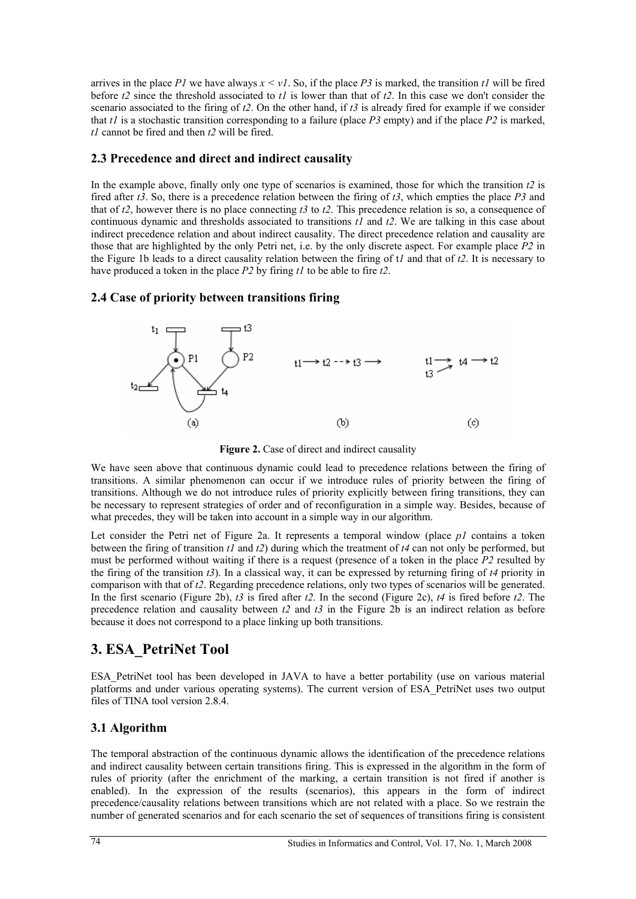arrives in the place *P1* we have always $x < v1$. So, if the place *P3* is marked, the transition *t1* will be fired before *t2* since the threshold associated to *t1* is lower than that of *t2*. In this case we don't consider the scenario associated to the firing of *t2*. On the other hand, if *t3* is already fired for example if we consider that *t1* is a stochastic transition corresponding to a failure (place *P3* empty) and if the place *P2* is marked, *t1* cannot be fired and then *t2* will be fired.

### 2.3 Precedence and direct and indirect causality

In the example above, finally only one type of scenarios is examined, those for which the transition *t2* is fired after *t3*. So, there is a precedence relation between the firing of *t3*, which empties the place *P3* and that of *t2*, however there is no place connecting *t3* to *t2*. This precedence relation is so, a consequence of continuous dynamic and thresholds associated to transitions *t1* and *t2*. We are talking in this case about indirect precedence relation and about indirect causality. The direct precedence relation and causality are those that are highlighted by the only Petri net, i.e. by the only discrete aspect. For example place *P2* in the Figure 1b leads to a direct causality relation between the firing of t*1* and that of *t2*. It is necessary to have produced a token in the place *P2* by firing *t1* to be able to fire *t2*.

### 2.4 Case of priority between transitions firing

**Figure 2.** Case of direct and indirect causality

We have seen above that continuous dynamic could lead to precedence relations between the firing of transitions. A similar phenomenon can occur if we introduce rules of priority between the firing of transitions. Although we do not introduce rules of priority explicitly between firing transitions, they can be necessary to represent strategies of order and of reconfiguration in a simple way. Besides, because of what precedes, they will be taken into account in a simple way in our algorithm.

Let consider the Petri net of Figure 2a. It represents a temporal window (place *p1* contains a token between the firing of transition *t1* and *t2*) during which the treatment of *t4* can not only be performed, but must be performed without waiting if there is a request (presence of a token in the place *P2* resulted by the firing of the transition *t3*). In a classical way, it can be expressed by returning firing of *t4* priority in comparison with that of *t2*. Regarding precedence relations, only two types of scenarios will be generated. In the first scenario (Figure 2b), *t3* is fired after *t2*. In the second (Figure 2c), *t4* is fired before *t2*. The precedence relation and causality between *t2* and *t3* in the Figure 2b is an indirect relation as before because it does not correspond to a place linking up both transitions.

# 3. ESA_PetriNet Tool

ESA_PetriNet tool has been developed in JAVA to have a better portability (use on various material platforms and under various operating systems). The current version of ESA_PetriNet uses two output files of TINA tool version 2.8.4.

### 3.1 Algorithm

The temporal abstraction of the continuous dynamic allows the identification of the precedence relations and indirect causality between certain transitions firing. This is expressed in the algorithm in the form of rules of priority (after the enrichment of the marking, a certain transition is not fired if another is enabled). In the expression of the results (scenarios), this appears in the form of indirect precedence/causality relations between transitions which are not related with a place. So we restrain the number of generated scenarios and for each scenario the set of sequences of transitions firing is consistent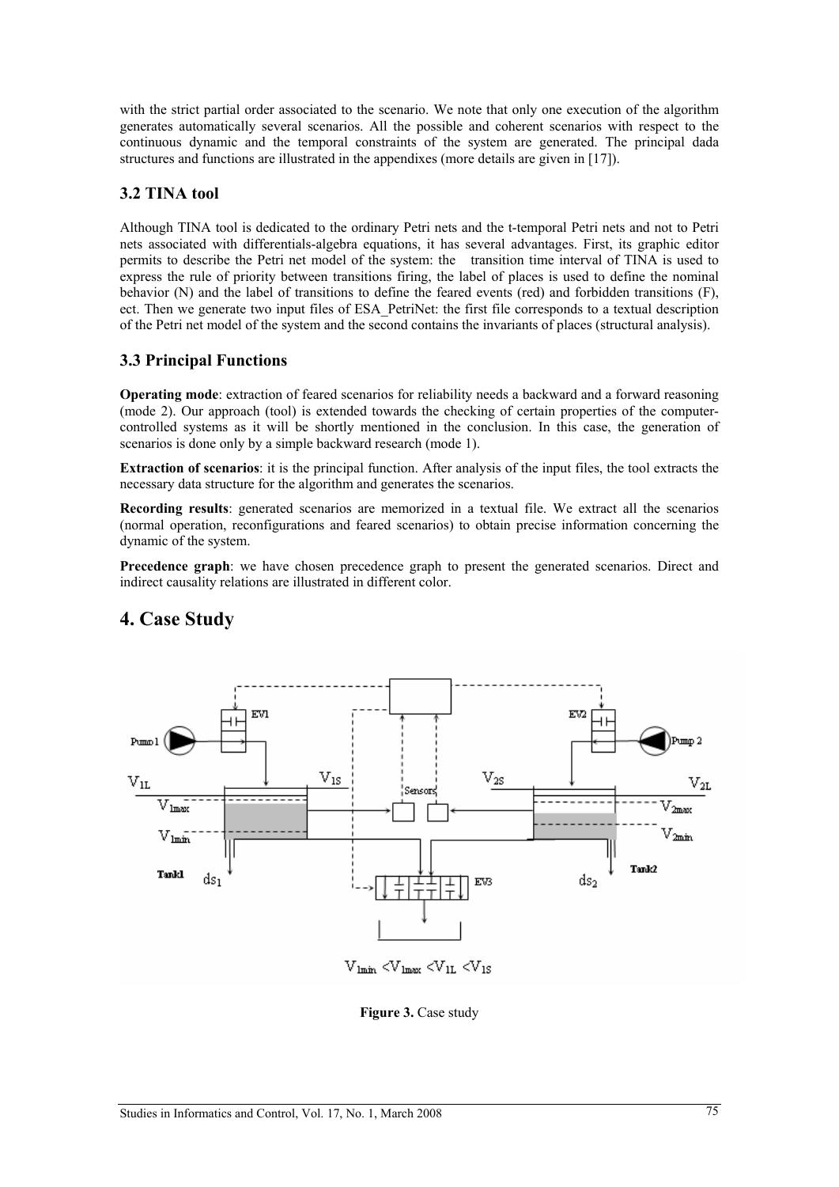with the strict partial order associated to the scenario. We note that only one execution of the algorithm generates automatically several scenarios. All the possible and coherent scenarios with respect to the continuous dynamic and the temporal constraints of the system are generated. The principal dada structures and functions are illustrated in the appendixes (more details are given in [17]).

### 3.2 TINA tool

Although TINA tool is dedicated to the ordinary Petri nets and the t-temporal Petri nets and not to Petri nets associated with differentials-algebra equations, it has several advantages. First, its graphic editor permits to describe the Petri net model of the system: the transition time interval of TINA is used to express the rule of priority between transitions firing, the label of places is used to define the nominal behavior (N) and the label of transitions to define the feared events (red) and forbidden transitions (F), ect. Then we generate two input files of ESA_PetriNet: the first file corresponds to a textual description of the Petri net model of the system and the second contains the invariants of places (structural analysis).

### 3.3 Principal Functions

**Operating mode**: extraction of feared scenarios for reliability needs a backward and a forward reasoning (mode 2). Our approach (tool) is extended towards the checking of certain properties of the computer-controlled systems as it will be shortly mentioned in the conclusion. In this case, the generation of scenarios is done only by a simple backward research (mode 1).

**Extraction of scenarios**: it is the principal function. After analysis of the input files, the tool extracts the necessary data structure for the algorithm and generates the scenarios.

**Recording results**: generated scenarios are memorized in a textual file. We extract all the scenarios (normal operation, reconfigurations and feared scenarios) to obtain precise information concerning the dynamic of the system.

**Precedence graph**: we have chosen precedence graph to present the generated scenarios. Direct and indirect causality relations are illustrated in different color.

## 4. Case Study

$V_{1min} < V_{1max} < V_{1L} < V_{1S}$

**Figure 3.** Case study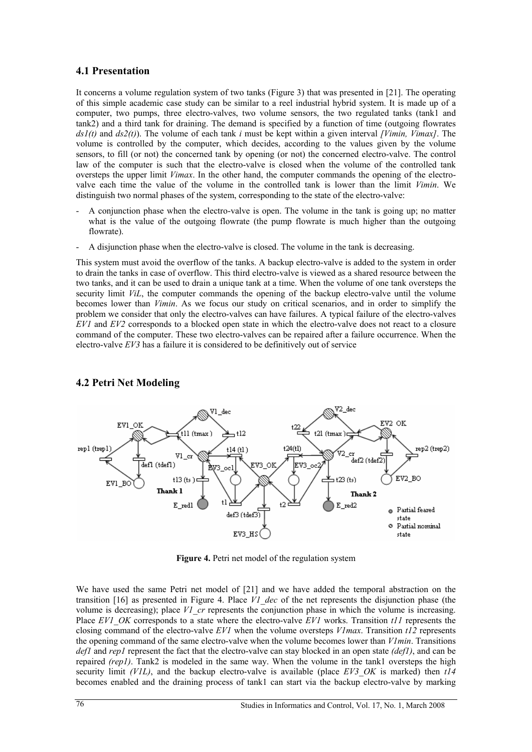## 4.1 Presentation

It concerns a volume regulation system of two tanks (Figure 3) that was presented in [21]. The operating of this simple academic case study can be similar to a reel industrial hybrid system. It is made up of a computer, two pumps, three electro-valves, two volume sensors, the two regulated tanks (tank1 and tank2) and a third tank for draining. The demand is specified by a function of time (outgoing flowrates *ds1(t)* and *ds2(t)*). The volume of each tank *i* must be kept within a given interval *[Vimin, Vimax]*. The volume is controlled by the computer, which decides, according to the values given by the volume sensors, to fill (or not) the concerned tank by opening (or not) the concerned electro-valve. The control law of the computer is such that the electro-valve is closed when the volume of the controlled tank oversteps the upper limit *Vimax*. In the other hand, the computer commands the opening of the electro-valve each time the value of the volume in the controlled tank is lower than the limit *Vimin*. We distinguish two normal phases of the system, corresponding to the state of the electro-valve:

- A conjunction phase when the electro-valve is open. The volume in the tank is going up; no matter what is the value of the outgoing flowrate (the pump flowrate is much higher than the outgoing flowrate).
- A disjunction phase when the electro-valve is closed. The volume in the tank is decreasing.

This system must avoid the overflow of the tanks. A backup electro-valve is added to the system in order to drain the tanks in case of overflow. This third electro-valve is viewed as a shared resource between the two tanks, and it can be used to drain a unique tank at a time. When the volume of one tank oversteps the security limit *ViL*, the computer commands the opening of the backup electro-valve until the volume becomes lower than *Vimin*. As we focus our study on critical scenarios, and in order to simplify the problem we consider that only the electro-valves can have failures. A typical failure of the electro-valves *EV1* and *EV2* corresponds to a blocked open state in which the electro-valve does not react to a closure command of the computer. These two electro-valves can be repaired after a failure occurrence. When the electro-valve *EV3* has a failure it is considered to be definitively out of service

## 4.2 Petri Net Modeling

**Figure 4.** Petri net model of the regulation system

We have used the same Petri net model of [21] and we have added the temporal abstraction on the transition [16] as presented in Figure 4. Place *V1_dec* of the net represents the disjunction phase (the volume is decreasing); place *V1_cr* represents the conjunction phase in which the volume is increasing. Place *EV1_OK* corresponds to a state where the electro-valve *EV1* works. Transition *t11* represents the closing command of the electro-valve *EV1* when the volume oversteps *V1max*. Transition *t12* represents the opening command of the same electro-valve when the volume becomes lower than *V1min*. Transitions *def1* and *rep1* represent the fact that the electro-valve can stay blocked in an open state *(def1)*, and can be repaired *(rep1)*. Tank2 is modeled in the same way. When the volume in the tank1 oversteps the high security limit *(V1L)*, and the backup electro-valve is available (place *EV3_OK* is marked) then *t14* becomes enabled and the draining process of tank1 can start via the backup electro-valve by marking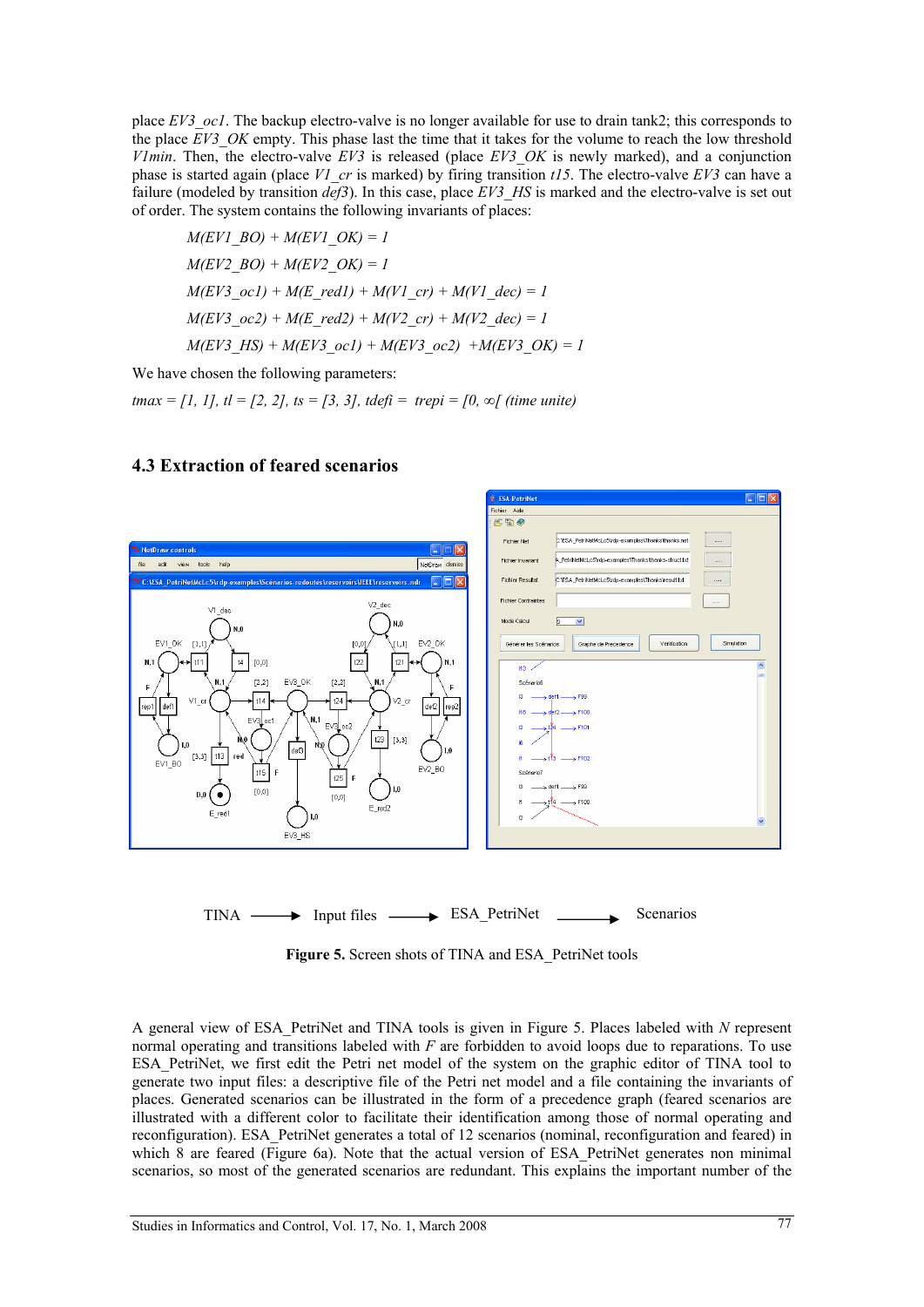place *EV3_oc1*. The backup electro-valve is no longer available for use to drain tank2; this corresponds to the place *EV3_OK* empty. This phase last the time that it takes for the volume to reach the low threshold *V1min*. Then, the electro-valve *EV3* is released (place *EV3_OK* is newly marked), and a conjunction phase is started again (place *V1_cr* is marked) by firing transition *t15*. The electro-valve *EV3* can have a failure (modeled by transition *def3*). In this case, place *EV3_HS* is marked and the electro-valve is set out of order. The system contains the following invariants of places:

$$M(EV1\_BO) + M(EV1\_OK) = 1$$

$$M(EV2\_BO) + M(EV2\_OK) = 1$$

$$M(EV3\_oc1) + M(E\_red1) + M(V1\_cr) + M(V1\_dec) = 1$$

$$M(EV3\_oc2) + M(E\_red2) + M(V2\_cr) + M(V2\_dec) = 1$$

$$M(EV3\_HS) + M(EV3\_oc1) + M(EV3\_oc2) + M(EV3\_OK) = 1$$

We have chosen the following parameters:

*tmax* = [1, 1], *tl* = [2, 2], *ts* = [3, 3], *tdefi* = *trepi* = [0, ∞[ (time unite)

## 4.3 Extraction of feared scenarios

TINA ⟶ Input files ⟶ ESA_PetriNet ⟶ Scenarios

**Figure 5.** Screen shots of TINA and ESA_PetriNet tools

A general view of ESA_PetriNet and TINA tools is given in Figure 5. Places labeled with *N* represent normal operating and transitions labeled with *F* are forbidden to avoid loops due to reparations. To use ESA_PetriNet, we first edit the Petri net model of the system on the graphic editor of TINA tool to generate two input files: a descriptive file of the Petri net model and a file containing the invariants of places. Generated scenarios can be illustrated in the form of a precedence graph (feared scenarios are illustrated with a different color to facilitate their identification among those of normal operating and reconfiguration). ESA_PetriNet generates a total of 12 scenarios (nominal, reconfiguration and feared) in which 8 are feared (Figure 6a). Note that the actual version of ESA_PetriNet generates non minimal scenarios, so most of the generated scenarios are redundant. This explains the important number of the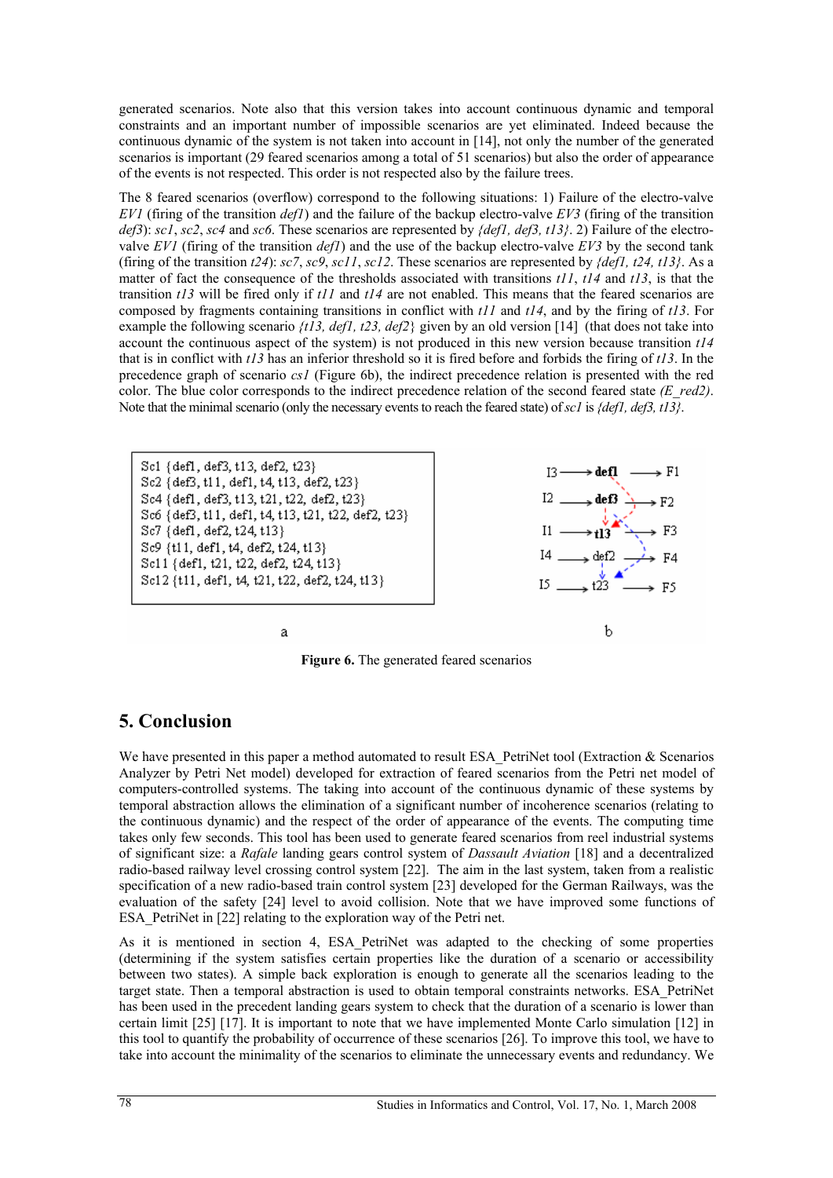generated scenarios. Note also that this version takes into account continuous dynamic and temporal constraints and an important number of impossible scenarios are yet eliminated. Indeed because the continuous dynamic of the system is not taken into account in [14], not only the number of the generated scenarios is important (29 feared scenarios among a total of 51 scenarios) but also the order of appearance of the events is not respected. This order is not respected also by the failure trees.

The 8 feared scenarios (overflow) correspond to the following situations: 1) Failure of the electro-valve *EV1* (firing of the transition *def1*) and the failure of the backup electro-valve *EV3* (firing of the transition *def3*): *sc1*, *sc2*, *sc4* and *sc6*. These scenarios are represented by *{def1, def3, t13}*. 2) Failure of the electro-valve *EV1* (firing of the transition *def1*) and the use of the backup electro-valve *EV3* by the second tank (firing of the transition *t24*): *sc7*, *sc9*, *sc11*, *sc12*. These scenarios are represented by *{def1, t24, t13}*. As a matter of fact the consequence of the thresholds associated with transitions *t11*, *t14* and *t13*, is that the transition *t13* will be fired only if *t11* and *t14* are not enabled. This means that the feared scenarios are composed by fragments containing transitions in conflict with *t11* and *t14*, and by the firing of *t13*. For example the following scenario *{t13, def1, t23, def2}* given by an old version [14] (that does not take into account the continuous aspect of the system) is not produced in this new version because transition *t14* that is in conflict with *t13* has an inferior threshold so it is fired before and forbids the firing of *t13*. In the precedence graph of scenario *cs1* (Figure 6b), the indirect precedence relation is presented with the red color. The blue color corresponds to the indirect precedence relation of the second feared state *(E_red2)*. Note that the minimal scenario (only the necessary events to reach the feared state) of *sc1* is *{def1, def3, t13}*.

Sc1 {def1, def3, t13, def2, t23}
Sc2 {def3, t11, def1, t4, t13, def2, t23}
Sc4 {def1, def3, t13, t21, t22, def2, t23}
Sc6 {def3, t11, def1, t4, t13, t21, t22, def2, t23}
Sc7 {def1, def2, t24, t13}
Sc9 {t11, def1, t4, def2, t24, t13}
Sc11 {def1, t21, t22, def2, t24, t13}
Sc12 {t11, def1, t4, t21, t22, def2, t24, t13}

a

I3 → def1 → F1
I2 → def3 → F2
I1 → t13 → F3
I4 → def2 → F4
I5 → t23 → F5

b

**Figure 6.** The generated feared scenarios

## 5. Conclusion

We have presented in this paper a method automated to result ESA_PetriNet tool (Extraction & Scenarios Analyzer by Petri Net model) developed for extraction of feared scenarios from the Petri net model of computers-controlled systems. The taking into account of the continuous dynamic of these systems by temporal abstraction allows the elimination of a significant number of incoherence scenarios (relating to the continuous dynamic) and the respect of the order of appearance of the events. The computing time takes only few seconds. This tool has been used to generate feared scenarios from reel industrial systems of significant size: a *Rafale* landing gears control system of *Dassault Aviation* [18] and a decentralized radio-based railway level crossing control system [22]. The aim in the last system, taken from a realistic specification of a new radio-based train control system [23] developed for the German Railways, was the evaluation of the safety [24] level to avoid collision. Note that we have improved some functions of ESA_PetriNet in [22] relating to the exploration way of the Petri net.

As it is mentioned in section 4, ESA_PetriNet was adapted to the checking of some properties (determining if the system satisfies certain properties like the duration of a scenario or accessibility between two states). A simple back exploration is enough to generate all the scenarios leading to the target state. Then a temporal abstraction is used to obtain temporal constraints networks. ESA_PetriNet has been used in the precedent landing gears system to check that the duration of a scenario is lower than certain limit [25] [17]. It is important to note that we have implemented Monte Carlo simulation [12] in this tool to quantify the probability of occurrence of these scenarios [26]. To improve this tool, we have to take into account the minimality of the scenarios to eliminate the unnecessary events and redundancy. We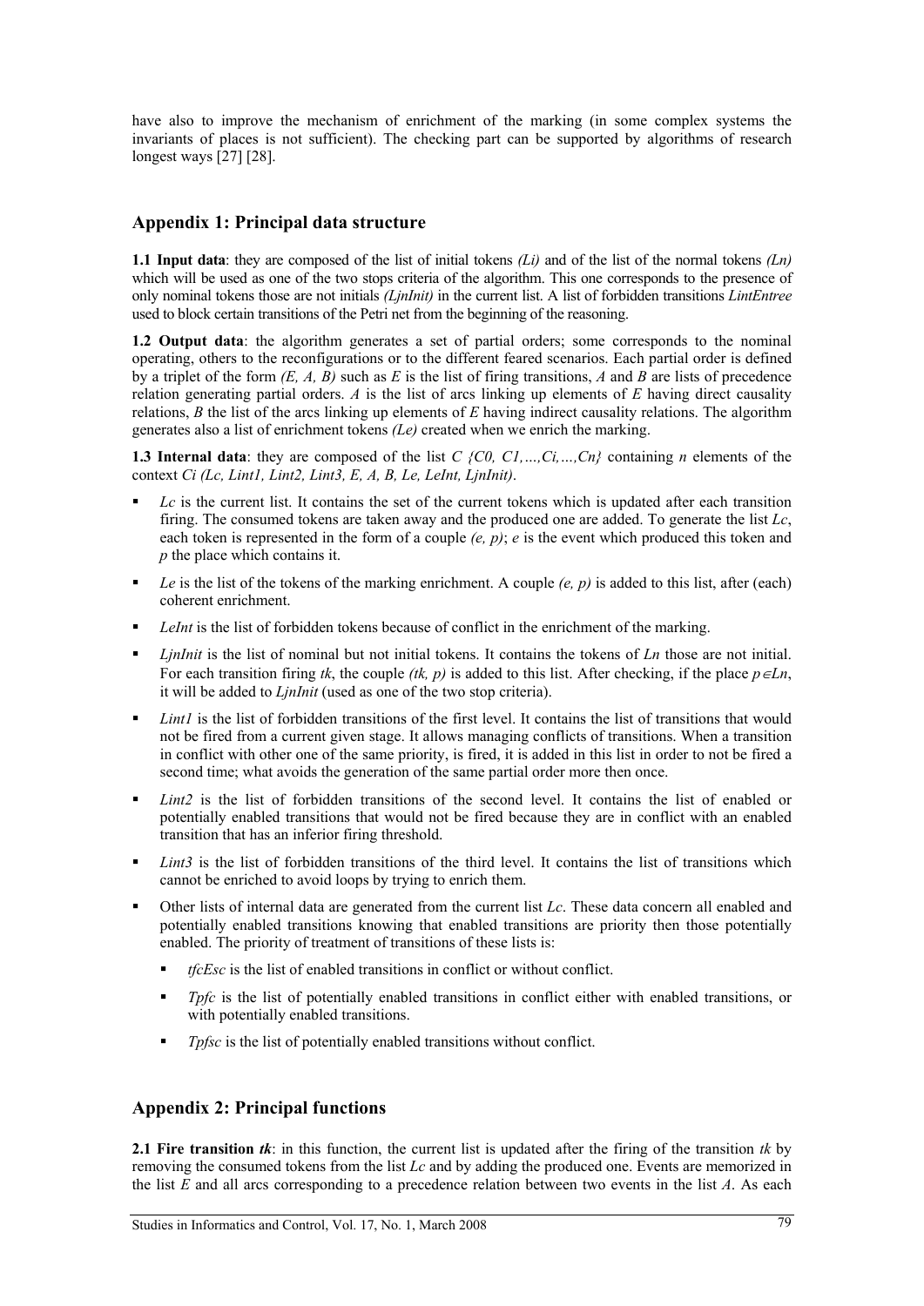have also to improve the mechanism of enrichment of the marking (in some complex systems the invariants of places is not sufficient). The checking part can be supported by algorithms of research longest ways [27] [28].

## Appendix 1: Principal data structure

**1.1 Input data**: they are composed of the list of initial tokens *(Li)* and of the list of the normal tokens *(Ln)* which will be used as one of the two stops criteria of the algorithm. This one corresponds to the presence of only nominal tokens those are not initials *(LjnInit)* in the current list. A list of forbidden transitions *LintEntree* used to block certain transitions of the Petri net from the beginning of the reasoning.

**1.2 Output data**: the algorithm generates a set of partial orders; some corresponds to the nominal operating, others to the reconfigurations or to the different feared scenarios. Each partial order is defined by a triplet of the form *(E, A, B)* such as *E* is the list of firing transitions, *A* and *B* are lists of precedence relation generating partial orders. *A* is the list of arcs linking up elements of *E* having direct causality relations, *B* the list of the arcs linking up elements of *E* having indirect causality relations. The algorithm generates also a list of enrichment tokens *(Le)* created when we enrich the marking.

**1.3 Internal data**: they are composed of the list *C {C0, C1,…,Ci,…,Cn}* containing *n* elements of the context *Ci (Lc, Lint1, Lint2, Lint3, E, A, B, Le, LeInt, LjnInit)*.

- *Lc* is the current list. It contains the set of the current tokens which is updated after each transition firing. The consumed tokens are taken away and the produced one are added. To generate the list *Lc*, each token is represented in the form of a couple *(e, p)*; *e* is the event which produced this token and *p* the place which contains it.
- *Le* is the list of the tokens of the marking enrichment. A couple *(e, p)* is added to this list, after (each) coherent enrichment.
- *LeInt* is the list of forbidden tokens because of conflict in the enrichment of the marking.
- *LjnInit* is the list of nominal but not initial tokens. It contains the tokens of *Ln* those are not initial. For each transition firing *tk*, the couple *(tk, p)* is added to this list. After checking, if the place $p \in Ln$, it will be added to *LjnInit* (used as one of the two stop criteria).
- *Lint1* is the list of forbidden transitions of the first level. It contains the list of transitions that would not be fired from a current given stage. It allows managing conflicts of transitions. When a transition in conflict with other one of the same priority, is fired, it is added in this list in order to not be fired a second time; what avoids the generation of the same partial order more then once.
- *Lint2* is the list of forbidden transitions of the second level. It contains the list of enabled or potentially enabled transitions that would not be fired because they are in conflict with an enabled transition that has an inferior firing threshold.
- *Lint3* is the list of forbidden transitions of the third level. It contains the list of transitions which cannot be enriched to avoid loops by trying to enrich them.
- Other lists of internal data are generated from the current list *Lc*. These data concern all enabled and potentially enabled transitions knowing that enabled transitions are priority then those potentially enabled. The priority of treatment of transitions of these lists is:
  - *tfcEsc* is the list of enabled transitions in conflict or without conflict.
  - *Tpfc* is the list of potentially enabled transitions in conflict either with enabled transitions, or with potentially enabled transitions.
  - *Tpfsc* is the list of potentially enabled transitions without conflict.

## Appendix 2: Principal functions

**2.1 Fire transition *tk***: in this function, the current list is updated after the firing of the transition *tk* by removing the consumed tokens from the list *Lc* and by adding the produced one. Events are memorized in the list *E* and all arcs corresponding to a precedence relation between two events in the list *A*. As each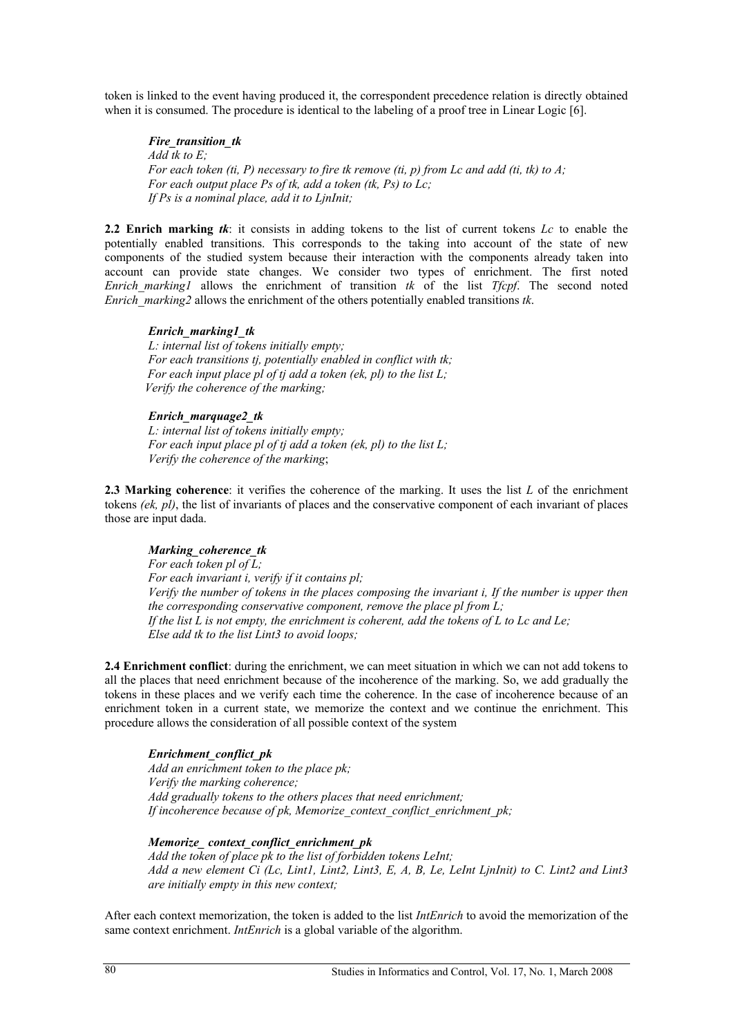token is linked to the event having produced it, the correspondent precedence relation is directly obtained when it is consumed. The procedure is identical to the labeling of a proof tree in Linear Logic [6].

***Fire_transition_tk***
*Add tk to E;*
*For each token (ti, P) necessary to fire tk remove (ti, p) from Lc and add (ti, tk) to A;*
*For each output place Ps of tk, add a token (tk, Ps) to Lc;*
*If Ps is a nominal place, add it to LjnInit;*

**2.2 Enrich marking *tk***: it consists in adding tokens to the list of current tokens *Lc* to enable the potentially enabled transitions. This corresponds to the taking into account of the state of new components of the studied system because their interaction with the components already taken into account can provide state changes. We consider two types of enrichment. The first noted *Enrich_marking1* allows the enrichment of transition *tk* of the list *Tfcpf*. The second noted *Enrich_marking2* allows the enrichment of the others potentially enabled transitions *tk*.

***Enrich_marking1_tk***
*L: internal list of tokens initially empty;*
*For each transitions tj, potentially enabled in conflict with tk;*
*For each input place pl of tj add a token (ek, pl) to the list L;*
*Verify the coherence of the marking;*

***Enrich_marquage2_tk***
*L: internal list of tokens initially empty;*
*For each input place pl of tj add a token (ek, pl) to the list L;*
*Verify the coherence of the marking*;

**2.3 Marking coherence**: it verifies the coherence of the marking. It uses the list *L* of the enrichment tokens *(ek, pl)*, the list of invariants of places and the conservative component of each invariant of places those are input dada.

***Marking_coherence_tk***
*For each token pl of L;*
*For each invariant i, verify if it contains pl;*
*Verify the number of tokens in the places composing the invariant i, If the number is upper then the corresponding conservative component, remove the place pl from L;*
*If the list L is not empty, the enrichment is coherent, add the tokens of L to Lc and Le;*
*Else add tk to the list Lint3 to avoid loops;*

**2.4 Enrichment conflict**: during the enrichment, we can meet situation in which we can not add tokens to all the places that need enrichment because of the incoherence of the marking. So, we add gradually the tokens in these places and we verify each time the coherence. In the case of incoherence because of an enrichment token in a current state, we memorize the context and we continue the enrichment. This procedure allows the consideration of all possible context of the system

***Enrichment_conflict_pk***
*Add an enrichment token to the place pk;*
*Verify the marking coherence;*
*Add gradually tokens to the others places that need enrichment;*
*If incoherence because of pk, Memorize_context_conflict_enrichment_pk;*

***Memorize_ context_conflict_enrichment_pk***
*Add the token of place pk to the list of forbidden tokens LeInt;*
*Add a new element Ci (Lc, Lint1, Lint2, Lint3, E, A, B, Le, LeInt LjnInit) to C. Lint2 and Lint3 are initially empty in this new context;*

After each context memorization, the token is added to the list *IntEnrich* to avoid the memorization of the same context enrichment. *IntEnrich* is a global variable of the algorithm.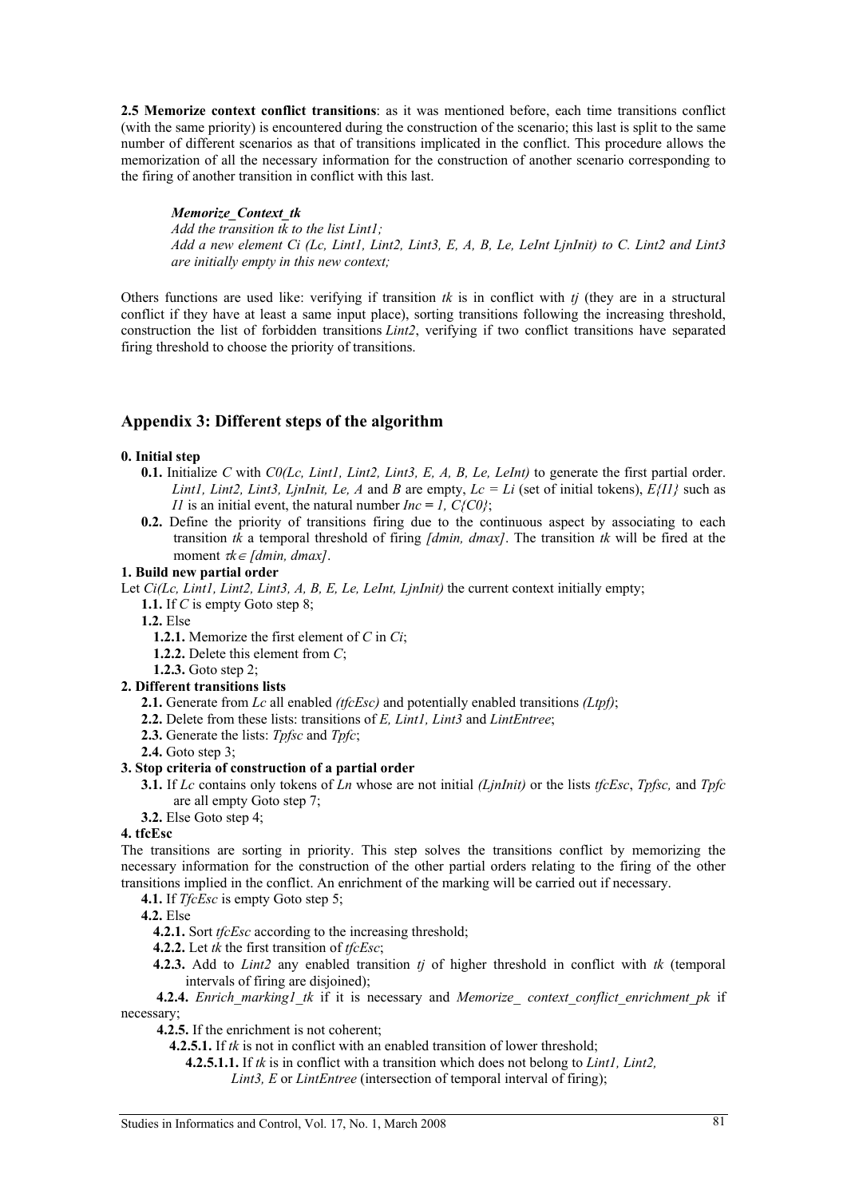**2.5 Memorize context conflict transitions**: as it was mentioned before, each time transitions conflict (with the same priority) is encountered during the construction of the scenario; this last is split to the same number of different scenarios as that of transitions implicated in the conflict. This procedure allows the memorization of all the necessary information for the construction of another scenario corresponding to the firing of another transition in conflict with this last.

> ***Memorize_Context_tk***
>
> *Add the transition tk to the list Lint1;*
>
> *Add a new element Ci (Lc, Lint1, Lint2, Lint3, E, A, B, Le, LeInt LjnInit) to C. Lint2 and Lint3 are initially empty in this new context;*

Others functions are used like: verifying if transition *tk* is in conflict with *tj* (they are in a structural conflict if they have at least a same input place), sorting transitions following the increasing threshold, construction the list of forbidden transitions *Lint2*, verifying if two conflict transitions have separated firing threshold to choose the priority of transitions.

## Appendix 3: Different steps of the algorithm

**0. Initial step**

- **0.1.** Initialize *C* with *C0(Lc, Lint1, Lint2, Lint3, E, A, B, Le, LeInt)* to generate the first partial order. *Lint1, Lint2, Lint3, LjnInit, Le, A* and *B* are empty, *Lc = Li* (set of initial tokens), *E{I1}* such as *I1* is an initial event, the natural number *Inc* = *1, C{C0}*;
- **0.2.** Define the priority of transitions firing due to the continuous aspect by associating to each transition *tk* a temporal threshold of firing *[dmin, dmax]*. The transition *tk* will be fired at the moment $\tau k \in [dmin, dmax]$.

**1. Build new partial order**

Let *Ci(Lc, Lint1, Lint2, Lint3, A, B, E, Le, LeInt, LjnInit)* the current context initially empty;

- **1.1.** If *C* is empty Goto step 8;
- **1.2.** Else
  - **1.2.1.** Memorize the first element of *C* in *Ci*;
  - **1.2.2.** Delete this element from *C*;
  - **1.2.3.** Goto step 2;

**2. Different transitions lists**

- **2.1.** Generate from *Lc* all enabled *(tfcEsc)* and potentially enabled transitions *(Ltpf)*;
- **2.2.** Delete from these lists: transitions of *E, Lint1, Lint3* and *LintEntree*;
- **2.3.** Generate the lists: *Tpfsc* and *Tpfc*;
- **2.4.** Goto step 3;

**3. Stop criteria of construction of a partial order**

- **3.1.** If *Lc* contains only tokens of *Ln* whose are not initial *(LjnInit)* or the lists *tfcEsc*, *Tpfsc,* and *Tpfc* are all empty Goto step 7;
- **3.2.** Else Goto step 4;

**4. tfcEsc**

The transitions are sorting in priority. This step solves the transitions conflict by memorizing the necessary information for the construction of the other partial orders relating to the firing of the other transitions implied in the conflict. An enrichment of the marking will be carried out if necessary.

- **4.1.** If *TfcEsc* is empty Goto step 5;
- **4.2.** Else
  - **4.2.1.** Sort *tfcEsc* according to the increasing threshold;
  - **4.2.2.** Let *tk* the first transition of *tfcEsc*;
  - **4.2.3.** Add to *Lint2* any enabled transition *tj* of higher threshold in conflict with *tk* (temporal intervals of firing are disjoined);
  - **4.2.4.** *Enrich_marking1_tk* if it is necessary and *Memorize_ context_conflict_enrichment_pk* if necessary;
  - **4.2.5.** If the enrichment is not coherent;
    - **4.2.5.1.** If *tk* is not in conflict with an enabled transition of lower threshold;
      - **4.2.5.1.1.** If *tk* is in conflict with a transition which does not belong to *Lint1, Lint2, Lint3, E* or *LintEntree* (intersection of temporal interval of firing);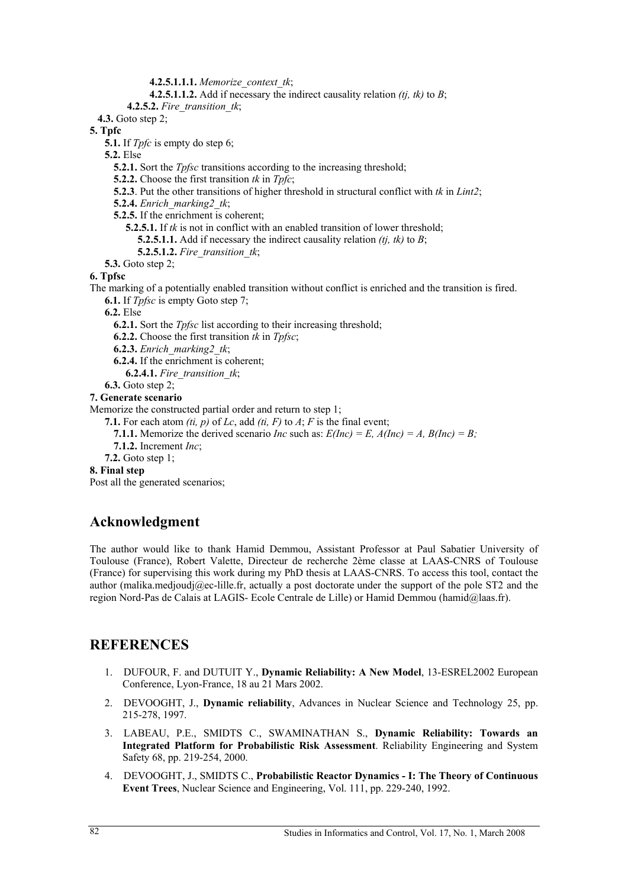**4.2.5.1.1.1.** *Memorize_context_tk*;

**4.2.5.1.1.2.** Add if necessary the indirect causality relation *(tj, tk)* to *B*;

**4.2.5.2.** *Fire_transition_tk*;

**4.3.** Goto step 2;

**5. Tpfc**

**5.1.** If *Tpfc* is empty do step 6;

**5.2.** Else

**5.2.1.** Sort the *Tpfsc* transitions according to the increasing threshold;

**5.2.2.** Choose the first transition *tk* in *Tpfc*;

**5.2.3**. Put the other transitions of higher threshold in structural conflict with *tk* in *Lint2*;

**5.2.4.** *Enrich_marking2_tk*;

**5.2.5.** If the enrichment is coherent;

**5.2.5.1.** If *tk* is not in conflict with an enabled transition of lower threshold;

**5.2.5.1.1.** Add if necessary the indirect causality relation *(tj, tk)* to *B*;

**5.2.5.1.2.** *Fire_transition_tk*;

**5.3.** Goto step 2;

**6. Tpfsc**

The marking of a potentially enabled transition without conflict is enriched and the transition is fired.

**6.1.** If *Tpfsc* is empty Goto step 7;

**6.2.** Else

**6.2.1.** Sort the *Tpfsc* list according to their increasing threshold;

**6.2.2.** Choose the first transition *tk* in *Tpfsc*;

**6.2.3.** *Enrich_marking2_tk*;

**6.2.4.** If the enrichment is coherent;

**6.2.4.1.** *Fire_transition_tk*;

**6.3.** Goto step 2;

**7. Generate scenario**

Memorize the constructed partial order and return to step 1;

**7.1.** For each atom *(ti, p)* of *Lc*, add *(ti, F)* to *A*; *F* is the final event;

**7.1.1.** Memorize the derived scenario *Inc* such as: *E(Inc) = E, A(Inc) = A, B(Inc) = B;*

**7.1.2.** Increment *Inc*;

**7.2.** Goto step 1;

**8. Final step**

Post all the generated scenarios;

## Acknowledgment

The author would like to thank Hamid Demmou, Assistant Professor at Paul Sabatier University of Toulouse (France), Robert Valette, Directeur de recherche 2ème classe at LAAS-CNRS of Toulouse (France) for supervising this work during my PhD thesis at LAAS-CNRS. To access this tool, contact the author (malika.medjoudj@ec-lille.fr, actually a post doctorate under the support of the pole ST2 and the region Nord-Pas de Calais at LAGIS- Ecole Centrale de Lille) or Hamid Demmou (hamid@laas.fr).

## REFERENCES

1. DUFOUR, F. and DUTUIT Y., **Dynamic Reliability: A New Model**, 13-ESREL2002 European Conference, Lyon-France, 18 au 21 Mars 2002.

2. DEVOOGHT, J., **Dynamic reliability**, Advances in Nuclear Science and Technology 25, pp. 215-278, 1997.

3. LABEAU, P.E., SMIDTS C., SWAMINATHAN S., **Dynamic Reliability: Towards an Integrated Platform for Probabilistic Risk Assessment**. Reliability Engineering and System Safety 68, pp. 219-254, 2000.

4. DEVOOGHT, J., SMIDTS C., **Probabilistic Reactor Dynamics - I: The Theory of Continuous Event Trees**, Nuclear Science and Engineering, Vol. 111, pp. 229-240, 1992.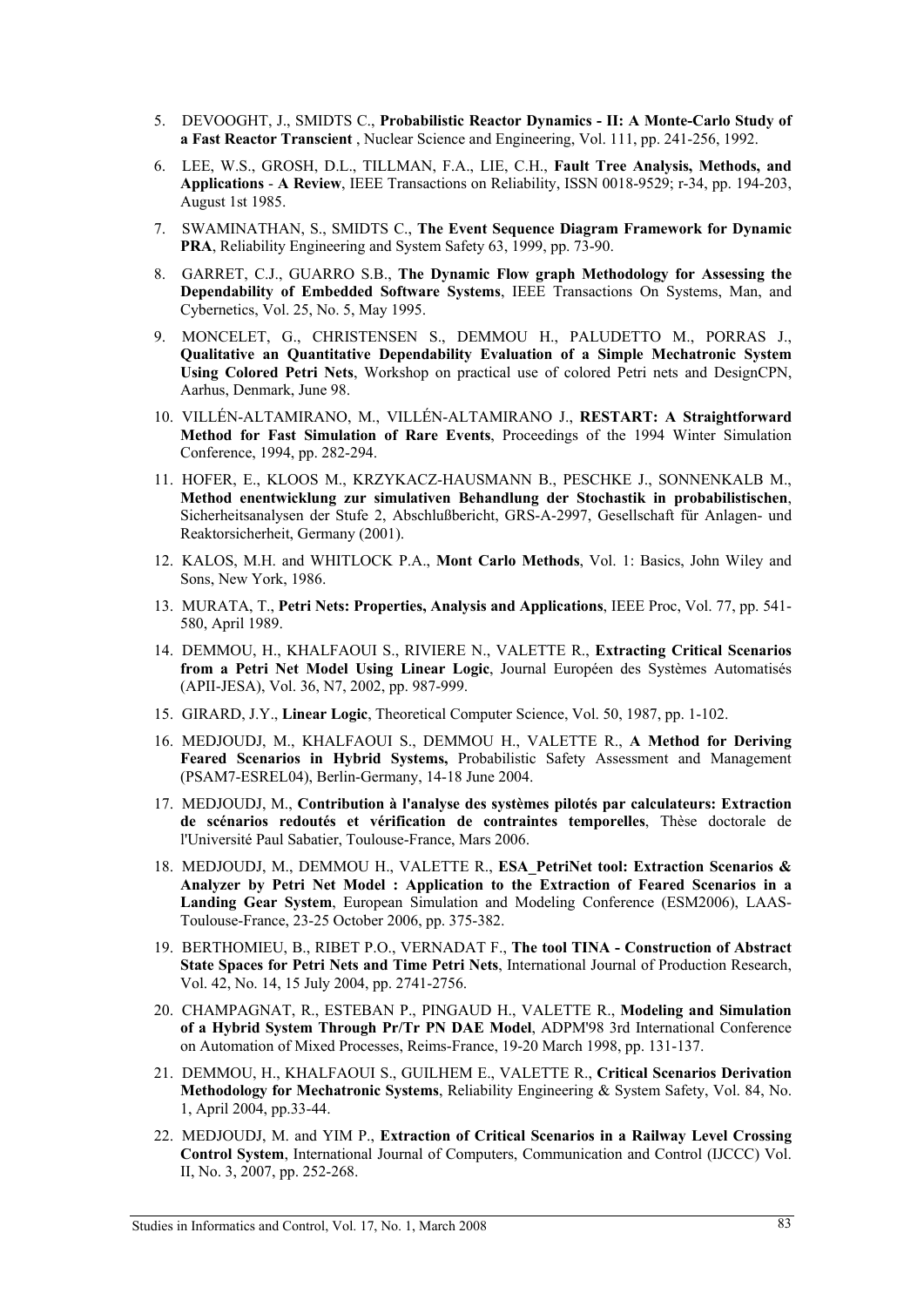5. DEVOOGHT, J., SMIDTS C., **Probabilistic Reactor Dynamics - II: A Monte-Carlo Study of a Fast Reactor Transcient** , Nuclear Science and Engineering, Vol. 111, pp. 241-256, 1992.

6. LEE, W.S., GROSH, D.L., TILLMAN, F.A., LIE, C.H., **Fault Tree Analysis, Methods, and Applications** - **A Review**, IEEE Transactions on Reliability, ISSN 0018-9529; r-34, pp. 194-203, August 1st 1985.

7. SWAMINATHAN, S., SMIDTS C., **The Event Sequence Diagram Framework for Dynamic PRA**, Reliability Engineering and System Safety 63, 1999, pp. 73-90.

8. GARRET, C.J., GUARRO S.B., **The Dynamic Flow graph Methodology for Assessing the Dependability of Embedded Software Systems**, IEEE Transactions On Systems, Man, and Cybernetics, Vol. 25, No. 5, May 1995.

9. MONCELET, G., CHRISTENSEN S., DEMMOU H., PALUDETTO M., PORRAS J., **Qualitative an Quantitative Dependability Evaluation of a Simple Mechatronic System Using Colored Petri Nets**, Workshop on practical use of colored Petri nets and DesignCPN, Aarhus, Denmark, June 98.

10. VILLÉN-ALTAMIRANO, M., VILLÉN-ALTAMIRANO J., **RESTART: A Straightforward Method for Fast Simulation of Rare Events**, Proceedings of the 1994 Winter Simulation Conference, 1994, pp. 282-294.

11. HOFER, E., KLOOS M., KRZYKACZ-HAUSMANN B., PESCHKE J., SONNENKALB M., **Method enentwicklung zur simulativen Behandlung der Stochastik in probabilistischen**, Sicherheitsanalysen der Stufe 2, Abschlußbericht, GRS-A-2997, Gesellschaft für Anlagen- und Reaktorsicherheit, Germany (2001).

12. KALOS, M.H. and WHITLOCK P.A., **Mont Carlo Methods**, Vol. 1: Basics, John Wiley and Sons, New York, 1986.

13. MURATA, T., **Petri Nets: Properties, Analysis and Applications**, IEEE Proc, Vol. 77, pp. 541-580, April 1989.

14. DEMMOU, H., KHALFAOUI S., RIVIERE N., VALETTE R., **Extracting Critical Scenarios from a Petri Net Model Using Linear Logic**, Journal Européen des Systèmes Automatisés (APII-JESA), Vol. 36, N7, 2002, pp. 987-999.

15. GIRARD, J.Y., **Linear Logic**, Theoretical Computer Science, Vol. 50, 1987, pp. 1-102.

16. MEDJOUDJ, M., KHALFAOUI S., DEMMOU H., VALETTE R., **A Method for Deriving Feared Scenarios in Hybrid Systems,** Probabilistic Safety Assessment and Management (PSAM7-ESREL04), Berlin-Germany, 14-18 June 2004.

17. MEDJOUDJ, M., **Contribution à l'analyse des systèmes pilotés par calculateurs: Extraction de scénarios redoutés et vérification de contraintes temporelles**, Thèse doctorale de l'Université Paul Sabatier, Toulouse-France, Mars 2006.

18. MEDJOUDJ, M., DEMMOU H., VALETTE R., **ESA_PetriNet tool: Extraction Scenarios & Analyzer by Petri Net Model : Application to the Extraction of Feared Scenarios in a Landing Gear System**, European Simulation and Modeling Conference (ESM2006), LAAS-Toulouse-France, 23-25 October 2006, pp. 375-382.

19. BERTHOMIEU, B., RIBET P.O., VERNADAT F., **The tool TINA - Construction of Abstract State Spaces for Petri Nets and Time Petri Nets**, International Journal of Production Research, Vol. 42, No. 14, 15 July 2004, pp. 2741-2756.

20. CHAMPAGNAT, R., ESTEBAN P., PINGAUD H., VALETTE R., **Modeling and Simulation of a Hybrid System Through Pr/Tr PN DAE Model**, ADPM'98 3rd International Conference on Automation of Mixed Processes, Reims-France, 19-20 March 1998, pp. 131-137.

21. DEMMOU, H., KHALFAOUI S., GUILHEM E., VALETTE R., **Critical Scenarios Derivation Methodology for Mechatronic Systems**, Reliability Engineering & System Safety, Vol. 84, No. 1, April 2004, pp.33-44.

22. MEDJOUDJ, M. and YIM P., **Extraction of Critical Scenarios in a Railway Level Crossing Control System**, International Journal of Computers, Communication and Control (IJCCC) Vol. II, No. 3, 2007, pp. 252-268.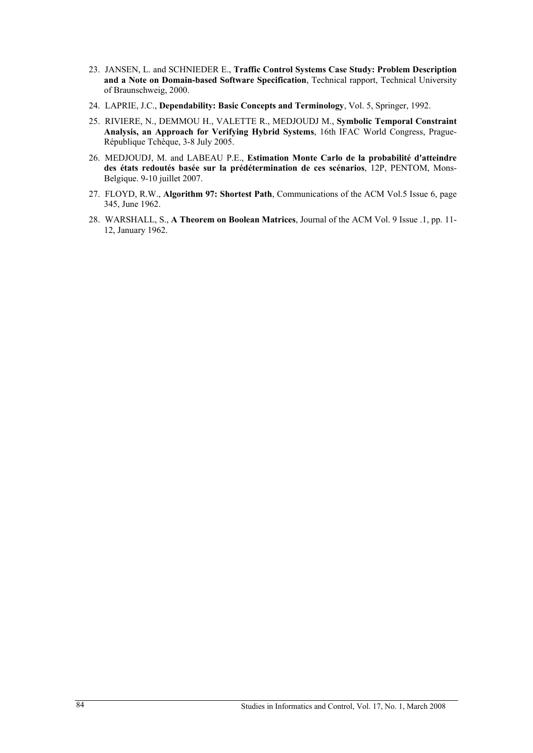23. JANSEN, L. and SCHNIEDER E., **Traffic Control Systems Case Study: Problem Description and a Note on Domain-based Software Specification**, Technical rapport, Technical University of Braunschweig, 2000.

24. LAPRIE, J.C., **Dependability: Basic Concepts and Terminology**, Vol. 5, Springer, 1992.

25. RIVIERE, N., DEMMOU H., VALETTE R., MEDJOUDJ M., **Symbolic Temporal Constraint Analysis, an Approach for Verifying Hybrid Systems**, 16th IFAC World Congress, Prague-République Tchèque, 3-8 July 2005.

26. MEDJOUDJ, M. and LABEAU P.E., **Estimation Monte Carlo de la probabilité d'atteindre des états redoutés basée sur la prédétermination de ces scénarios**, 12P, PENTOM, Mons-Belgique. 9-10 juillet 2007.

27. FLOYD, R.W., **Algorithm 97: Shortest Path**, Communications of the ACM Vol.5 Issue 6, page 345, June 1962.

28. WARSHALL, S., **A Theorem on Boolean Matrices**, Journal of the ACM Vol. 9 Issue .1, pp. 11-12, January 1962.